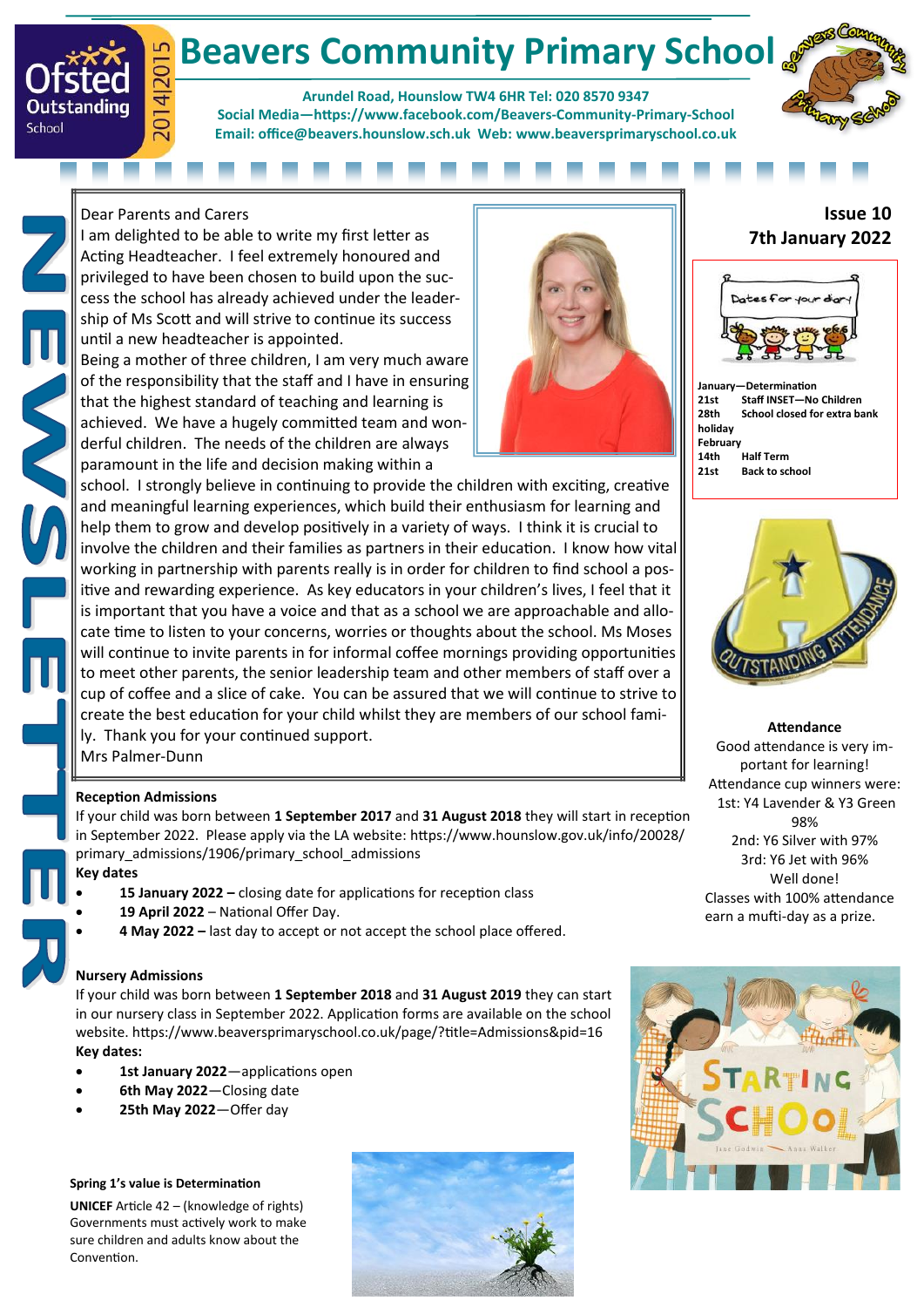# Beavers Community Primary School

**Arundel Road, Hounslow TW4 6HR Tel: 020 8570 9347**
**Social Media—https://www.facebook.com/Beavers-Community-Primary-School**
**Email: office@beavers.hounslow.sch.uk Web: www.beaversprimaryschool.co.uk**

NEWSLETTER

**Issue 10**
**7th January 2022**

Dear Parents and Carers

I am delighted to be able to write my first letter as Acting Headteacher. I feel extremely honoured and privileged to have been chosen to build upon the success the school has already achieved under the leadership of Ms Scott and will strive to continue its success until a new headteacher is appointed.

Being a mother of three children, I am very much aware of the responsibility that the staff and I have in ensuring that the highest standard of teaching and learning is achieved. We have a hugely committed team and wonderful children. The needs of the children are always paramount in the life and decision making within a school. I strongly believe in continuing to provide the children with exciting, creative and meaningful learning experiences, which build their enthusiasm for learning and help them to grow and develop positively in a variety of ways. I think it is crucial to involve the children and their families as partners in their education. I know how vital working in partnership with parents really is in order for children to find school a positive and rewarding experience. As key educators in your children's lives, I feel that it is important that you have a voice and that as a school we are approachable and allocate time to listen to your concerns, worries or thoughts about the school. Ms Moses will continue to invite parents in for informal coffee mornings providing opportunities to meet other parents, the senior leadership team and other members of staff over a cup of coffee and a slice of cake. You can be assured that we will continue to strive to create the best education for your child whilst they are members of our school family. Thank you for your continued support.

Mrs Palmer-Dunn

### Dates for your diary

**January—Determination**
**21st** Staff INSET—No Children
**28th** School closed for extra bank holiday
**February**
**14th** Half Term
**21st** Back to school

### Attendance

Good attendance is very important for learning!
Attendance cup winners were:
1st: Y4 Lavender & Y3 Green 98%
2nd: Y6 Silver with 97%
3rd: Y6 Jet with 96%
Well done!
Classes with 100% attendance earn a mufti-day as a prize.

### Reception Admissions

If your child was born between **1 September 2017** and **31 August 2018** they will start in reception in September 2022. Please apply via the LA website: https://www.hounslow.gov.uk/info/20028/primary_admissions/1906/primary_school_admissions

**Key dates**

- **15 January 2022 –** closing date for applications for reception class
- **19 April 2022** – National Offer Day.
- **4 May 2022 –** last day to accept or not accept the school place offered.

### Nursery Admissions

If your child was born between **1 September 2018** and **31 August 2019** they can start in our nursery class in September 2022. Application forms are available on the school website. https://www.beaversprimaryschool.co.uk/page/?title=Admissions&pid=16

**Key dates:**

- **1st January 2022**—applications open
- **6th May 2022**—Closing date
- **25th May 2022**—Offer day

### Spring 1's value is Determination

**UNICEF** Article 42 – (knowledge of rights) Governments must actively work to make sure children and adults know about the Convention.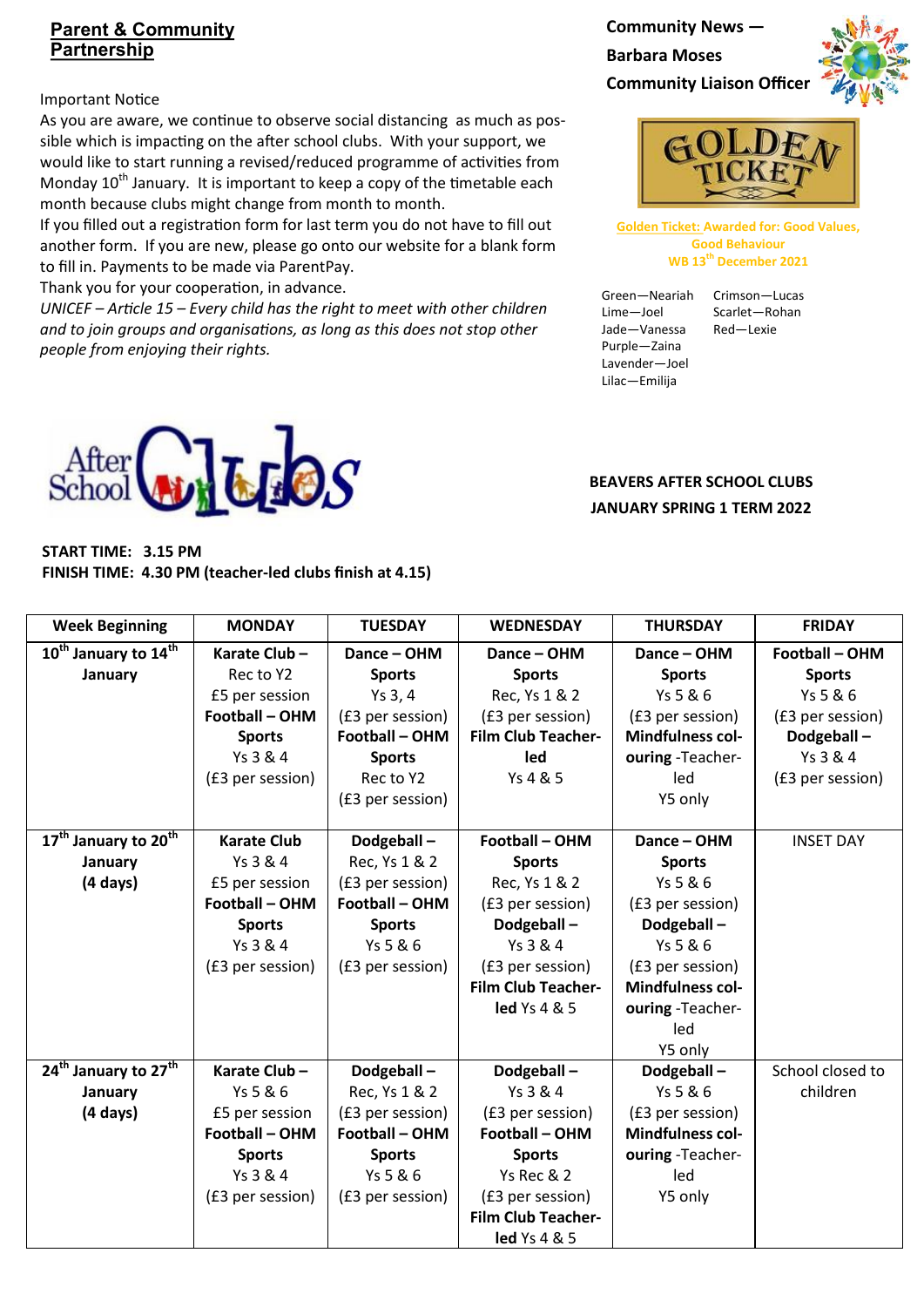## Parent & Community Partnership

Important Notice

As you are aware, we continue to observe social distancing as much as possible which is impacting on the after school clubs. With your support, we would like to start running a revised/reduced programme of activities from Monday 10th January. It is important to keep a copy of the timetable each month because clubs might change from month to month.

If you filled out a registration form for last term you do not have to fill out another form. If you are new, please go onto our website for a blank form to fill in. Payments to be made via ParentPay.

Thank you for your cooperation, in advance.

*UNICEF – Article 15 – Every child has the right to meet with other children and to join groups and organisations, as long as this does not stop other people from enjoying their rights.*

## Community News — Barbara Moses Community Liaison Officer

GOLDEN TICKET

Golden Ticket: Awarded for: Good Values, Good Behaviour
WB 13th December 2021

Green—Neariah
Lime—Joel
Jade—Vanessa
Purple—Zaina
Lavender—Joel
Lilac—Emilija
Crimson—Lucas
Scarlet—Rohan
Red—Lexie

After School Clubs

**BEAVERS AFTER SCHOOL CLUBS**
**JANUARY SPRING 1 TERM 2022**

**START TIME: 3.15 PM**
**FINISH TIME: 4.30 PM (teacher-led clubs finish at 4.15)**

| Week Beginning | MONDAY | TUESDAY | WEDNESDAY | THURSDAY | FRIDAY |
|---|---|---|---|---|---|
| **10th January to 14th January** | **Karate Club –** Rec to Y2 £5 per session **Football – OHM Sports** Ys 3 & 4 (£3 per session) | **Dance – OHM Sports** Ys 3, 4 (£3 per session) **Football – OHM Sports** Rec to Y2 (£3 per session) | **Dance – OHM Sports** Rec, Ys 1 & 2 (£3 per session) **Film Club Teacher-led** Ys 4 & 5 | **Dance – OHM Sports** Ys 5 & 6 (£3 per session) **Mindfulness colouring** -Teacher-led Y5 only | **Football – OHM Sports** Ys 5 & 6 (£3 per session) **Dodgeball –** Ys 3 & 4 (£3 per session) |
| **17th January to 20th January (4 days)** | **Karate Club** Ys 3 & 4 £5 per session **Football – OHM Sports** Ys 3 & 4 (£3 per session) | **Dodgeball –** Rec, Ys 1 & 2 (£3 per session) **Football – OHM Sports** Ys 5 & 6 (£3 per session) | **Football – OHM Sports** Rec, Ys 1 & 2 (£3 per session) **Dodgeball –** Ys 3 & 4 (£3 per session) **Film Club Teacher-led** Ys 4 & 5 | **Dance – OHM Sports** Ys 5 & 6 (£3 per session) **Dodgeball –** Ys 5 & 6 (£3 per session) **Mindfulness colouring** -Teacher-led Y5 only | INSET DAY |
| **24th January to 27th January (4 days)** | **Karate Club –** Ys 5 & 6 £5 per session **Football – OHM Sports** Ys 3 & 4 (£3 per session) | **Dodgeball –** Rec, Ys 1 & 2 (£3 per session) **Football – OHM Sports** Ys 5 & 6 (£3 per session) | **Dodgeball –** Ys 3 & 4 (£3 per session) **Football – OHM Sports** Ys Rec & 2 (£3 per session) **Film Club Teacher-led** Ys 4 & 5 | **Dodgeball –** Ys 5 & 6 (£3 per session) **Mindfulness colouring** -Teacher-led Y5 only | School closed to children |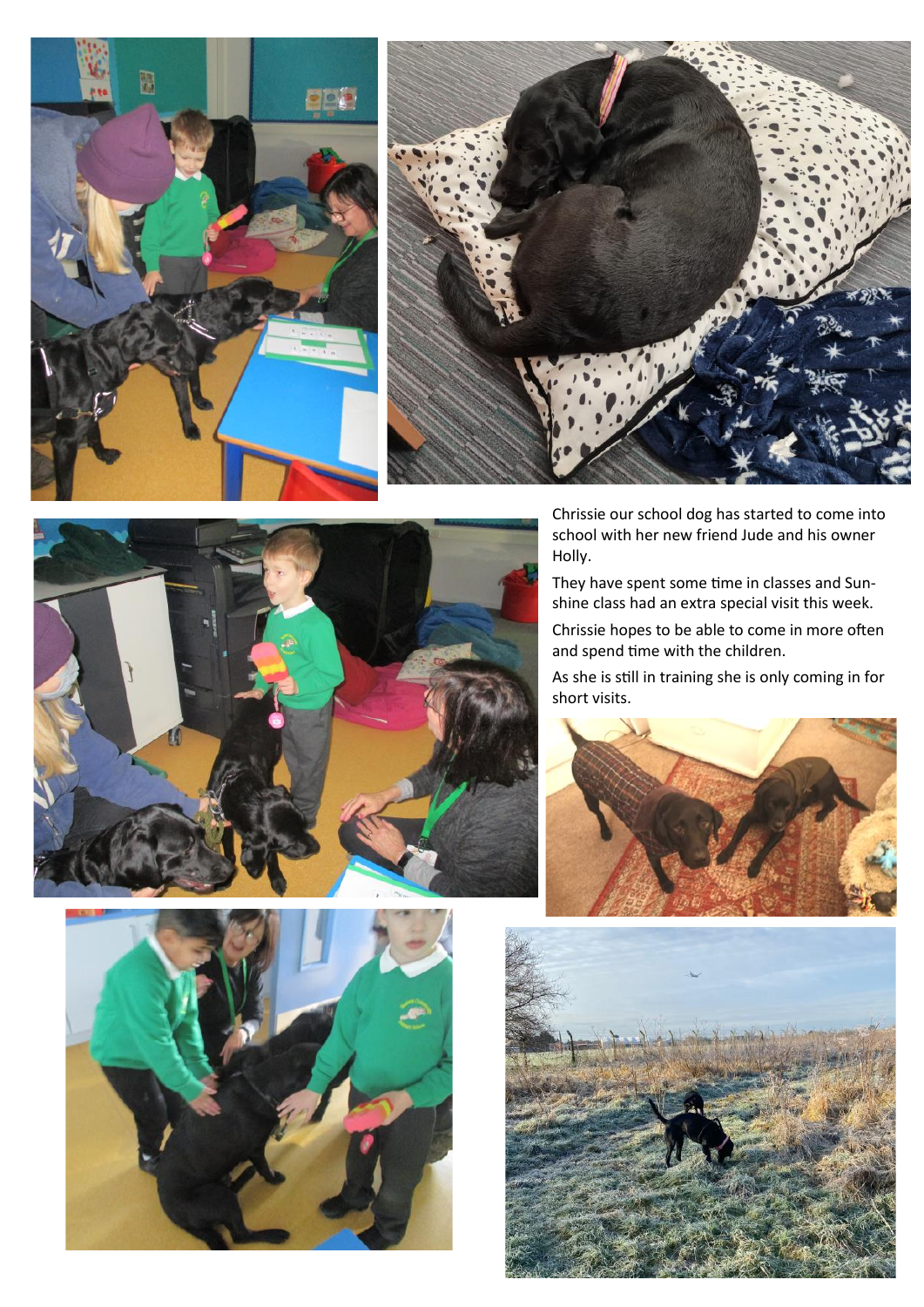Chrissie our school dog has started to come into school with her new friend Jude and his owner Holly.

They have spent some time in classes and Sunshine class had an extra special visit this week.

Chrissie hopes to be able to come in more often and spend time with the children.

As she is still in training she is only coming in for short visits.